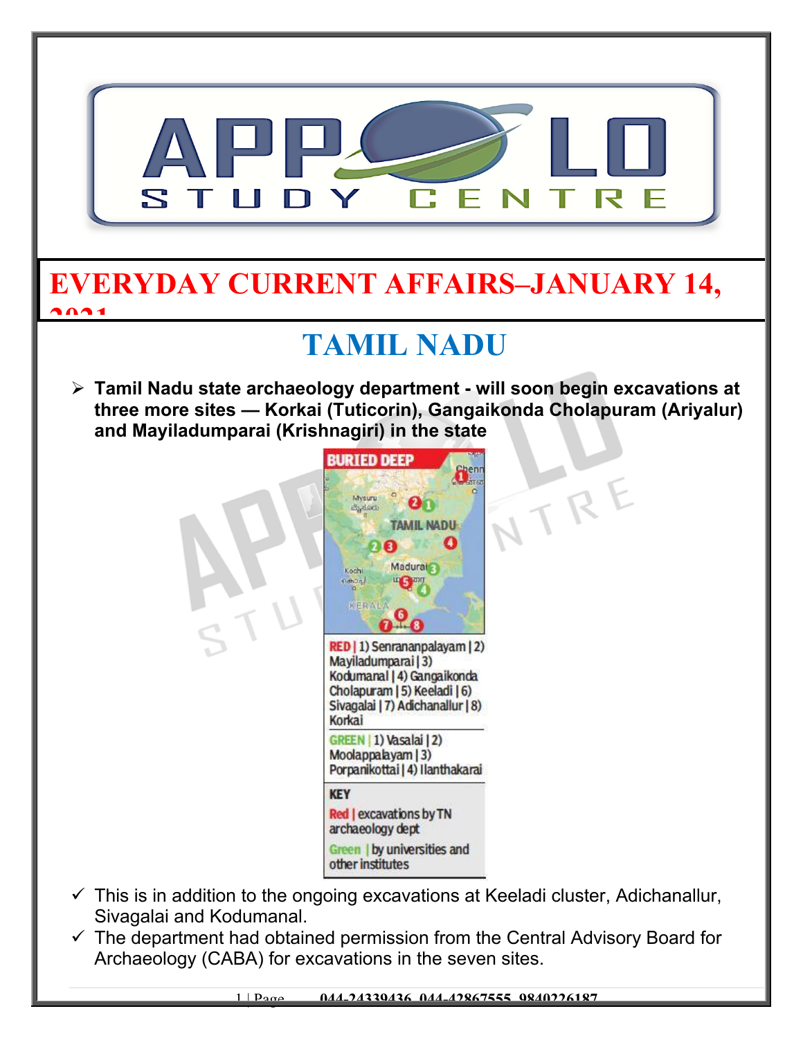# EVERYDAY CURRENT AFFAIRS–JANUARY 14, 2021

## TAMIL NADU

- **Tamil Nadu state archaeology department - will soon begin excavations at three more sites — Korkai (Tuticorin), Gangaikonda Cholapuram (Ariyalur) and Mayiladumparai (Krishnagiri) in the state**

BURIED DEEP

RED | 1) Senrananpalayam | 2) Mayiladumparai | 3) Kodumanal | 4) Gangaikonda Cholapuram | 5) Keeladi | 6) Sivagalai | 7) Adichanallur | 8) Korkai

GREEN | 1) Vasalai | 2) Moolappalayam | 3) Porpanikottai | 4) Ilanthakarai

KEY

Red | excavations by TN archaeology dept

Green | by universities and other institutes

- ✓ This is in addition to the ongoing excavations at Keeladi cluster, Adichanallur, Sivagalai and Kodumanal.
- ✓ The department had obtained permission from the Central Advisory Board for Archaeology (CABA) for excavations in the seven sites.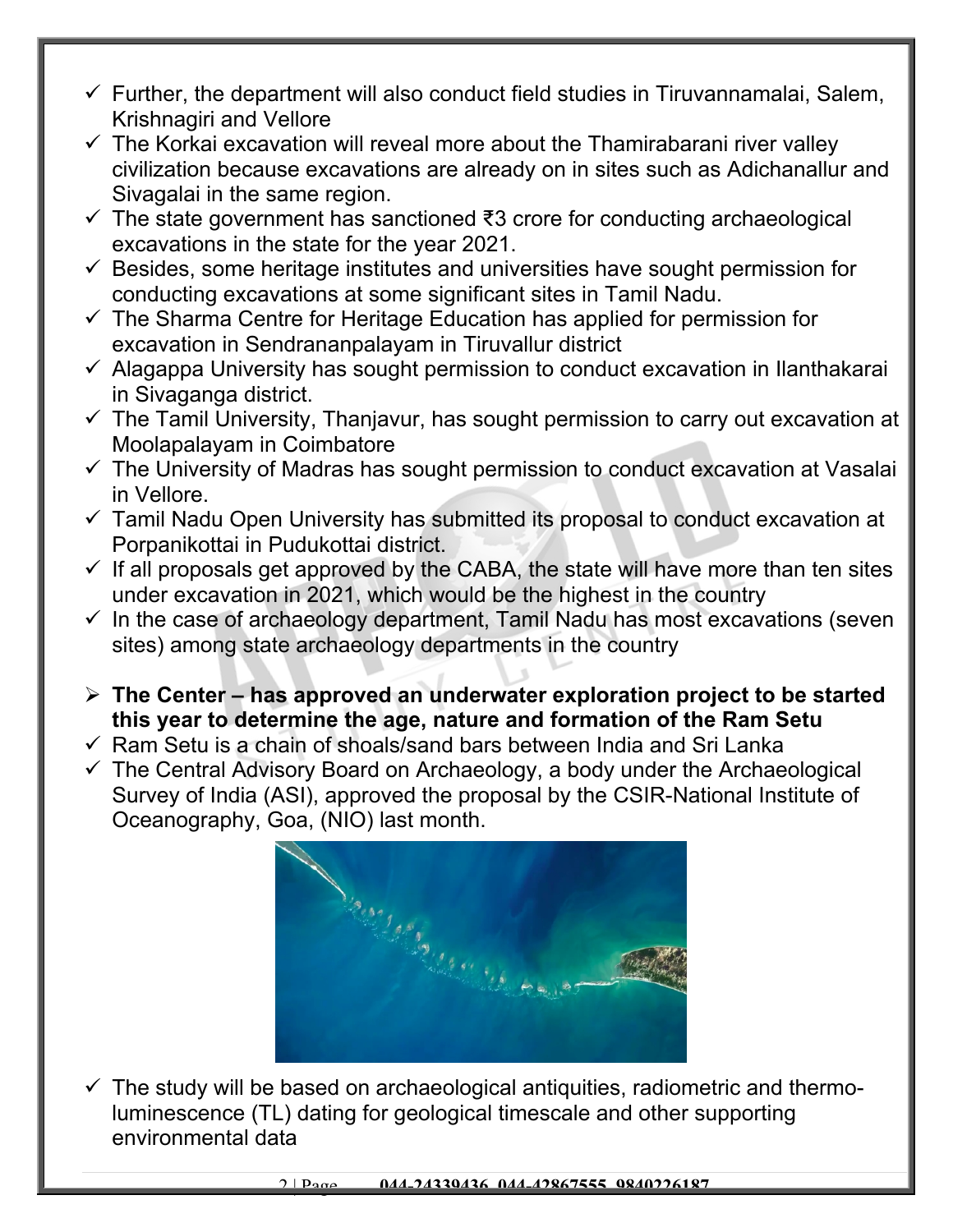- Further, the department will also conduct field studies in Tiruvannamalai, Salem, Krishnagiri and Vellore
- The Korkai excavation will reveal more about the Thamirabarani river valley civilization because excavations are already on in sites such as Adichanallur and Sivagalai in the same region.
- The state government has sanctioned ₹3 crore for conducting archaeological excavations in the state for the year 2021.
- Besides, some heritage institutes and universities have sought permission for conducting excavations at some significant sites in Tamil Nadu.
- The Sharma Centre for Heritage Education has applied for permission for excavation in Sendrananpalayam in Tiruvallur district
- Alagappa University has sought permission to conduct excavation in Ilanthakarai in Sivaganga district.
- The Tamil University, Thanjavur, has sought permission to carry out excavation at Moolapalayam in Coimbatore
- The University of Madras has sought permission to conduct excavation at Vasalai in Vellore.
- Tamil Nadu Open University has submitted its proposal to conduct excavation at Porpanikottai in Pudukottai district.
- If all proposals get approved by the CABA, the state will have more than ten sites under excavation in 2021, which would be the highest in the country
- In the case of archaeology department, Tamil Nadu has most excavations (seven sites) among state archaeology departments in the country

- **The Center – has approved an underwater exploration project to be started this year to determine the age, nature and formation of the Ram Setu**
- Ram Setu is a chain of shoals/sand bars between India and Sri Lanka
- The Central Advisory Board on Archaeology, a body under the Archaeological Survey of India (ASI), approved the proposal by the CSIR-National Institute of Oceanography, Goa, (NIO) last month.
- The study will be based on archaeological antiquities, radiometric and thermo-luminescence (TL) dating for geological timescale and other supporting environmental data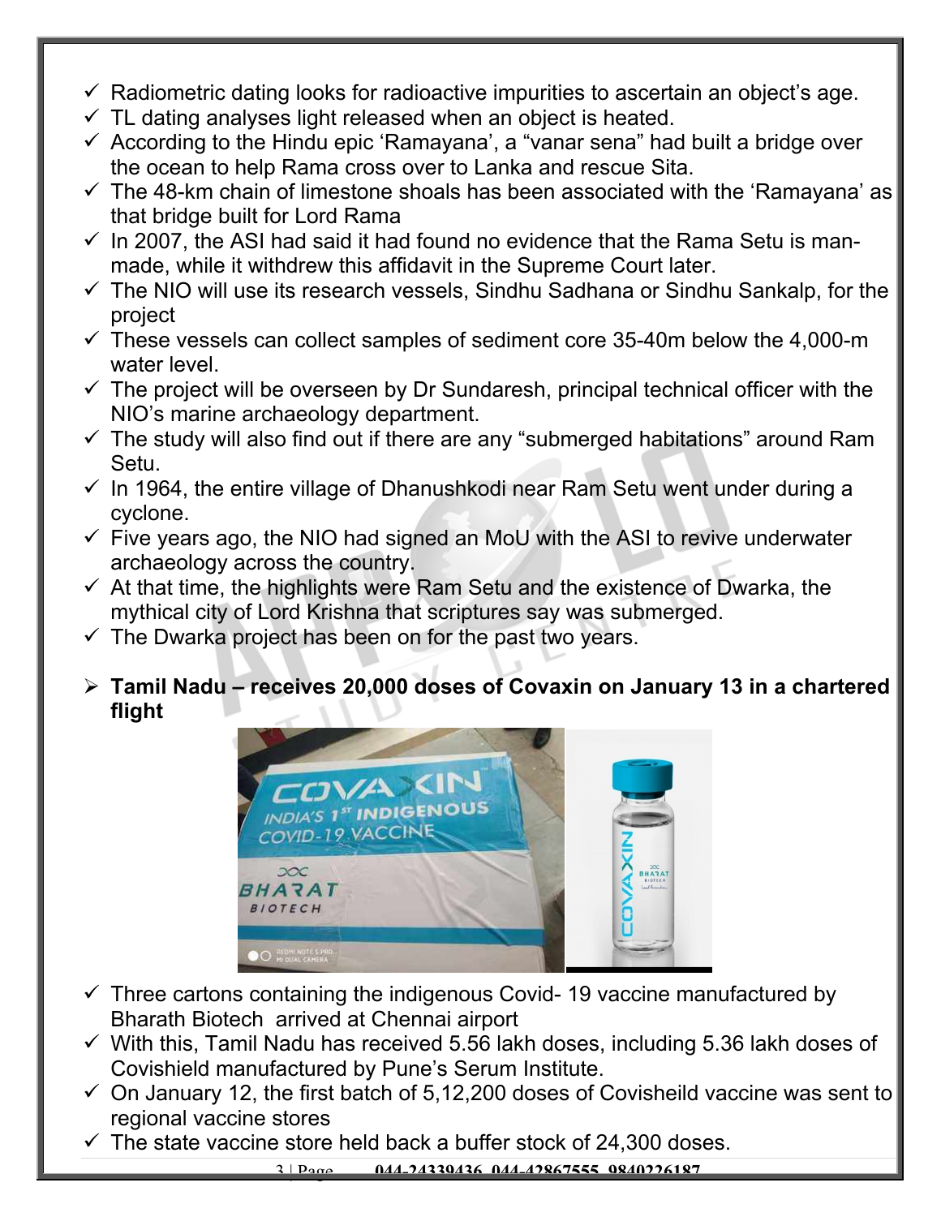- ✓ Radiometric dating looks for radioactive impurities to ascertain an object's age.
- ✓ TL dating analyses light released when an object is heated.
- ✓ According to the Hindu epic 'Ramayana', a "vanar sena" had built a bridge over the ocean to help Rama cross over to Lanka and rescue Sita.
- ✓ The 48-km chain of limestone shoals has been associated with the 'Ramayana' as that bridge built for Lord Rama
- ✓ In 2007, the ASI had said it had found no evidence that the Rama Setu is man-made, while it withdrew this affidavit in the Supreme Court later.
- ✓ The NIO will use its research vessels, Sindhu Sadhana or Sindhu Sankalp, for the project
- ✓ These vessels can collect samples of sediment core 35-40m below the 4,000-m water level.
- ✓ The project will be overseen by Dr Sundaresh, principal technical officer with the NIO's marine archaeology department.
- ✓ The study will also find out if there are any "submerged habitations" around Ram Setu.
- ✓ In 1964, the entire village of Dhanushkodi near Ram Setu went under during a cyclone.
- ✓ Five years ago, the NIO had signed an MoU with the ASI to revive underwater archaeology across the country.
- ✓ At that time, the highlights were Ram Setu and the existence of Dwarka, the mythical city of Lord Krishna that scriptures say was submerged.
- ✓ The Dwarka project has been on for the past two years.

➢ **Tamil Nadu – receives 20,000 doses of Covaxin on January 13 in a chartered flight**

- ✓ Three cartons containing the indigenous Covid- 19 vaccine manufactured by Bharath Biotech arrived at Chennai airport
- ✓ With this, Tamil Nadu has received 5.56 lakh doses, including 5.36 lakh doses of Covishield manufactured by Pune's Serum Institute.
- ✓ On January 12, the first batch of 5,12,200 doses of Covisheild vaccine was sent to regional vaccine stores
- ✓ The state vaccine store held back a buffer stock of 24,300 doses.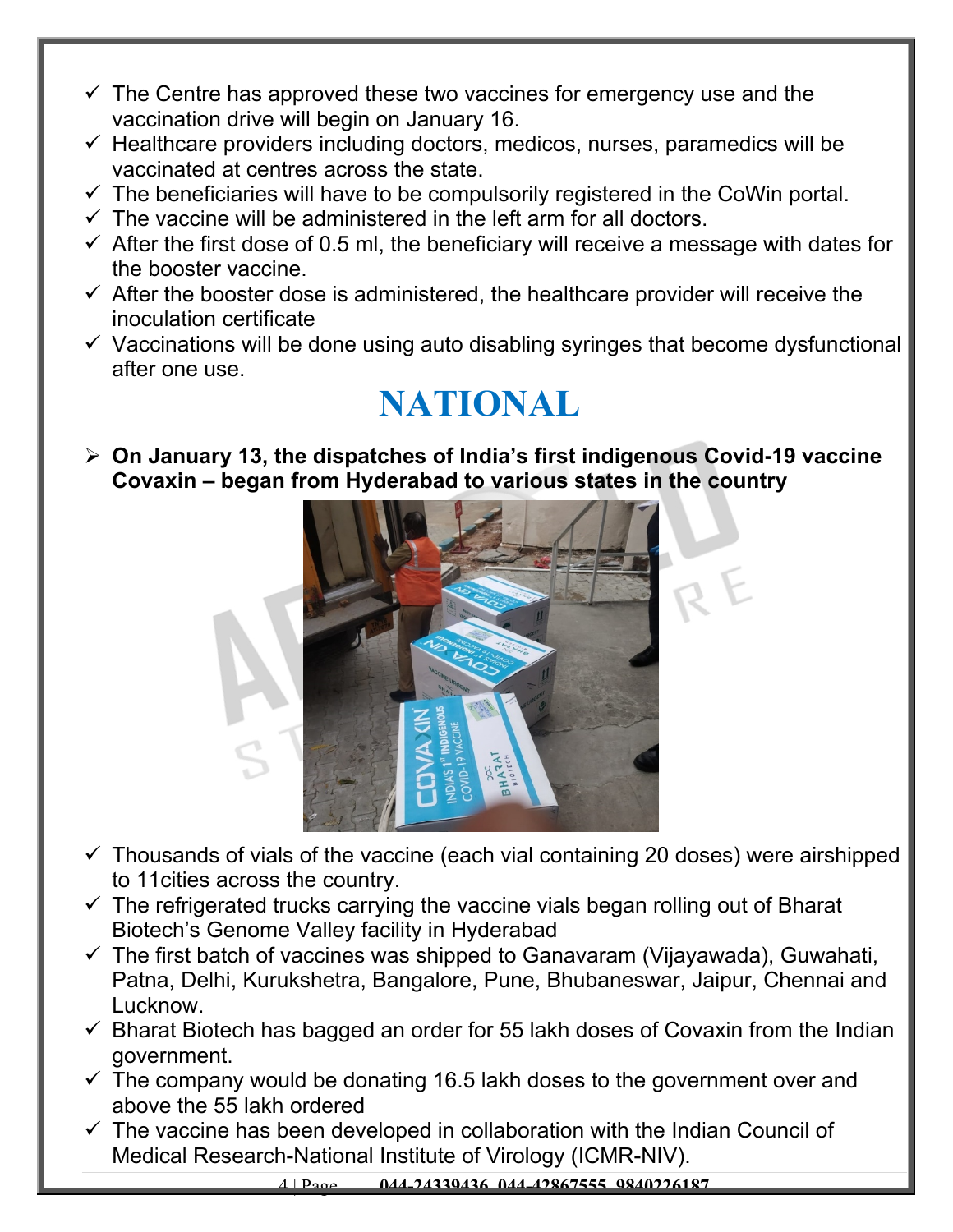- ✓ The Centre has approved these two vaccines for emergency use and the vaccination drive will begin on January 16.
- ✓ Healthcare providers including doctors, medicos, nurses, paramedics will be vaccinated at centres across the state.
- ✓ The beneficiaries will have to be compulsorily registered in the CoWin portal.
- ✓ The vaccine will be administered in the left arm for all doctors.
- ✓ After the first dose of 0.5 ml, the beneficiary will receive a message with dates for the booster vaccine.
- ✓ After the booster dose is administered, the healthcare provider will receive the inoculation certificate
- ✓ Vaccinations will be done using auto disabling syringes that become dysfunctional after one use.

# NATIONAL

- **On January 13, the dispatches of India's first indigenous Covid-19 vaccine Covaxin – began from Hyderabad to various states in the country**

- ✓ Thousands of vials of the vaccine (each vial containing 20 doses) were airshipped to 11cities across the country.
- ✓ The refrigerated trucks carrying the vaccine vials began rolling out of Bharat Biotech's Genome Valley facility in Hyderabad
- ✓ The first batch of vaccines was shipped to Ganavaram (Vijayawada), Guwahati, Patna, Delhi, Kurukshetra, Bangalore, Pune, Bhubaneswar, Jaipur, Chennai and Lucknow.
- ✓ Bharat Biotech has bagged an order for 55 lakh doses of Covaxin from the Indian government.
- ✓ The company would be donating 16.5 lakh doses to the government over and above the 55 lakh ordered
- ✓ The vaccine has been developed in collaboration with the Indian Council of Medical Research-National Institute of Virology (ICMR-NIV).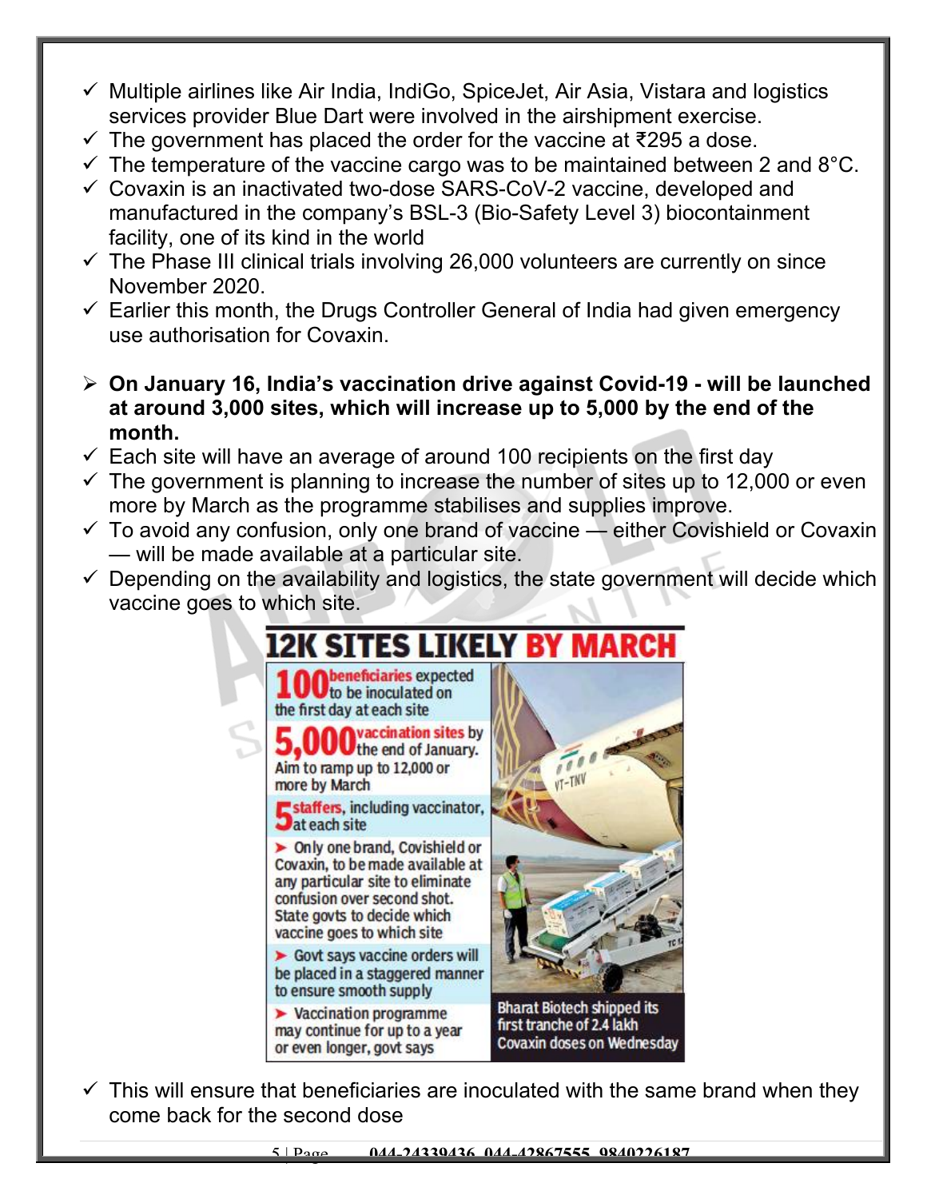- ✓ Multiple airlines like Air India, IndiGo, SpiceJet, Air Asia, Vistara and logistics services provider Blue Dart were involved in the airshipment exercise.
- ✓ The government has placed the order for the vaccine at ₹295 a dose.
- ✓ The temperature of the vaccine cargo was to be maintained between 2 and 8°C.
- ✓ Covaxin is an inactivated two-dose SARS-CoV-2 vaccine, developed and manufactured in the company's BSL-3 (Bio-Safety Level 3) biocontainment facility, one of its kind in the world
- ✓ The Phase III clinical trials involving 26,000 volunteers are currently on since November 2020.
- ✓ Earlier this month, the Drugs Controller General of India had given emergency use authorisation for Covaxin.

> **On January 16, India's vaccination drive against Covid-19 - will be launched at around 3,000 sites, which will increase up to 5,000 by the end of the month.**

- ✓ Each site will have an average of around 100 recipients on the first day
- ✓ The government is planning to increase the number of sites up to 12,000 or even more by March as the programme stabilises and supplies improve.
- ✓ To avoid any confusion, only one brand of vaccine — either Covishield or Covaxin — will be made available at a particular site.
- ✓ Depending on the availability and logistics, the state government will decide which vaccine goes to which site.

**12K SITES LIKELY BY MARCH**

- **100** beneficiaries expected to be inoculated on the first day at each site
- **5,000** vaccination sites by the end of January. Aim to ramp up to 12,000 or more by March
- **5** staffers, including vaccinator, at each site
- Only one brand, Covishield or Covaxin, to be made available at any particular site to eliminate confusion over second shot. State govts to decide which vaccine goes to which site
- Govt says vaccine orders will be placed in a staggered manner to ensure smooth supply
- Vaccination programme may continue for up to a year or even longer, govt says

Bharat Biotech shipped its first tranche of 2.4 lakh Covaxin doses on Wednesday

- ✓ This will ensure that beneficiaries are inoculated with the same brand when they come back for the second dose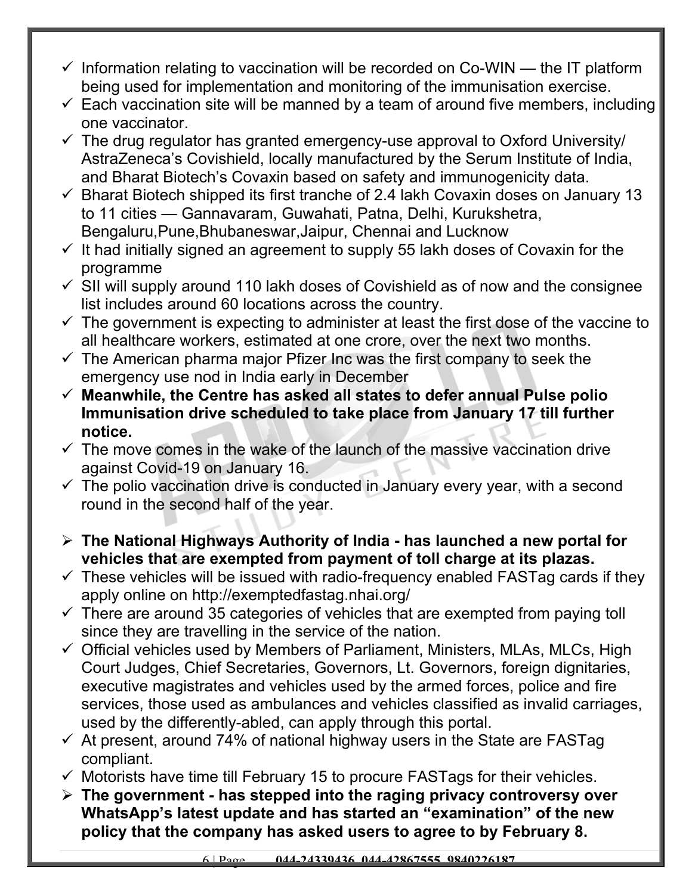- ✓ Information relating to vaccination will be recorded on Co-WIN — the IT platform being used for implementation and monitoring of the immunisation exercise.
- ✓ Each vaccination site will be manned by a team of around five members, including one vaccinator.
- ✓ The drug regulator has granted emergency-use approval to Oxford University/ AstraZeneca's Covishield, locally manufactured by the Serum Institute of India, and Bharat Biotech's Covaxin based on safety and immunogenicity data.
- ✓ Bharat Biotech shipped its first tranche of 2.4 lakh Covaxin doses on January 13 to 11 cities — Gannavaram, Guwahati, Patna, Delhi, Kurukshetra, Bengaluru,Pune,Bhubaneswar,Jaipur, Chennai and Lucknow
- ✓ It had initially signed an agreement to supply 55 lakh doses of Covaxin for the programme
- ✓ SII will supply around 110 lakh doses of Covishield as of now and the consignee list includes around 60 locations across the country.
- ✓ The government is expecting to administer at least the first dose of the vaccine to all healthcare workers, estimated at one crore, over the next two months.
- ✓ The American pharma major Pfizer Inc was the first company to seek the emergency use nod in India early in December
- ✓ **Meanwhile, the Centre has asked all states to defer annual Pulse polio Immunisation drive scheduled to take place from January 17 till further notice.**
- ✓ The move comes in the wake of the launch of the massive vaccination drive against Covid-19 on January 16.
- ✓ The polio vaccination drive is conducted in January every year, with a second round in the second half of the year.

- ➢ **The National Highways Authority of India - has launched a new portal for vehicles that are exempted from payment of toll charge at its plazas.**
- ✓ These vehicles will be issued with radio-frequency enabled FASTag cards if they apply online on http://exemptedfastag.nhai.org/
- ✓ There are around 35 categories of vehicles that are exempted from paying toll since they are travelling in the service of the nation.
- ✓ Official vehicles used by Members of Parliament, Ministers, MLAs, MLCs, High Court Judges, Chief Secretaries, Governors, Lt. Governors, foreign dignitaries, executive magistrates and vehicles used by the armed forces, police and fire services, those used as ambulances and vehicles classified as invalid carriages, used by the differently-abled, can apply through this portal.
- ✓ At present, around 74% of national highway users in the State are FASTag compliant.
- ✓ Motorists have time till February 15 to procure FASTags for their vehicles.
- ➢ **The government - has stepped into the raging privacy controversy over WhatsApp's latest update and has started an "examination" of the new policy that the company has asked users to agree to by February 8.**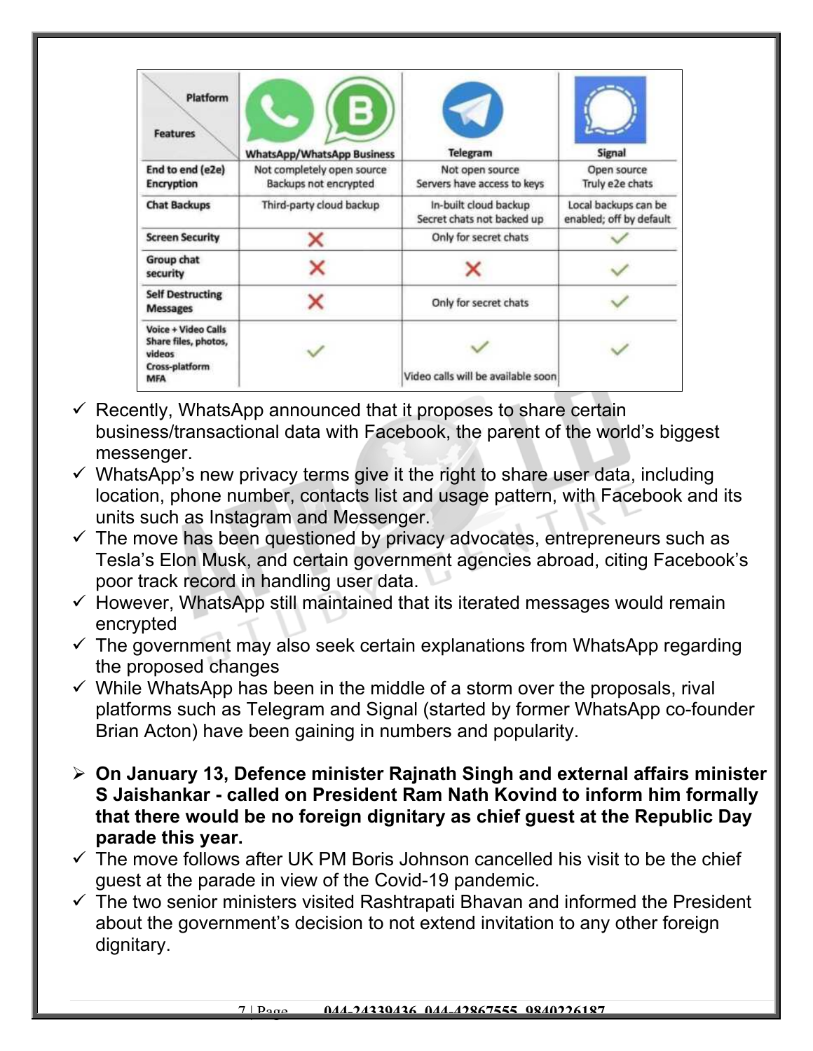| Features \ Platform | WhatsApp/WhatsApp Business | Telegram | Signal |
|---|---|---|---|
| End to end (e2e) Encryption | Not completely open source Backups not encrypted | Not open source Servers have access to keys | Open source Truly e2e chats |
| Chat Backups | Third-party cloud backup | In-built cloud backup Secret chats not backed up | Local backups can be enabled; off by default |
| Screen Security | ✗ | Only for secret chats | ✓ |
| Group chat security | ✗ | ✗ | ✓ |
| Self Destructing Messages | ✗ | Only for secret chats | ✓ |
| Voice + Video Calls Share files, photos, videos Cross-platform MFA | ✓ | ✓ Video calls will be available soon | ✓ |

- ✓ Recently, WhatsApp announced that it proposes to share certain business/transactional data with Facebook, the parent of the world's biggest messenger.
- ✓ WhatsApp's new privacy terms give it the right to share user data, including location, phone number, contacts list and usage pattern, with Facebook and its units such as Instagram and Messenger.
- ✓ The move has been questioned by privacy advocates, entrepreneurs such as Tesla's Elon Musk, and certain government agencies abroad, citing Facebook's poor track record in handling user data.
- ✓ However, WhatsApp still maintained that its iterated messages would remain encrypted
- ✓ The government may also seek certain explanations from WhatsApp regarding the proposed changes
- ✓ While WhatsApp has been in the middle of a storm over the proposals, rival platforms such as Telegram and Signal (started by former WhatsApp co-founder Brian Acton) have been gaining in numbers and popularity.

- **On January 13, Defence minister Rajnath Singh and external affairs minister S Jaishankar - called on President Ram Nath Kovind to inform him formally that there would be no foreign dignitary as chief guest at the Republic Day parade this year.**
- ✓ The move follows after UK PM Boris Johnson cancelled his visit to be the chief guest at the parade in view of the Covid-19 pandemic.
- ✓ The two senior ministers visited Rashtrapati Bhavan and informed the President about the government's decision to not extend invitation to any other foreign dignitary.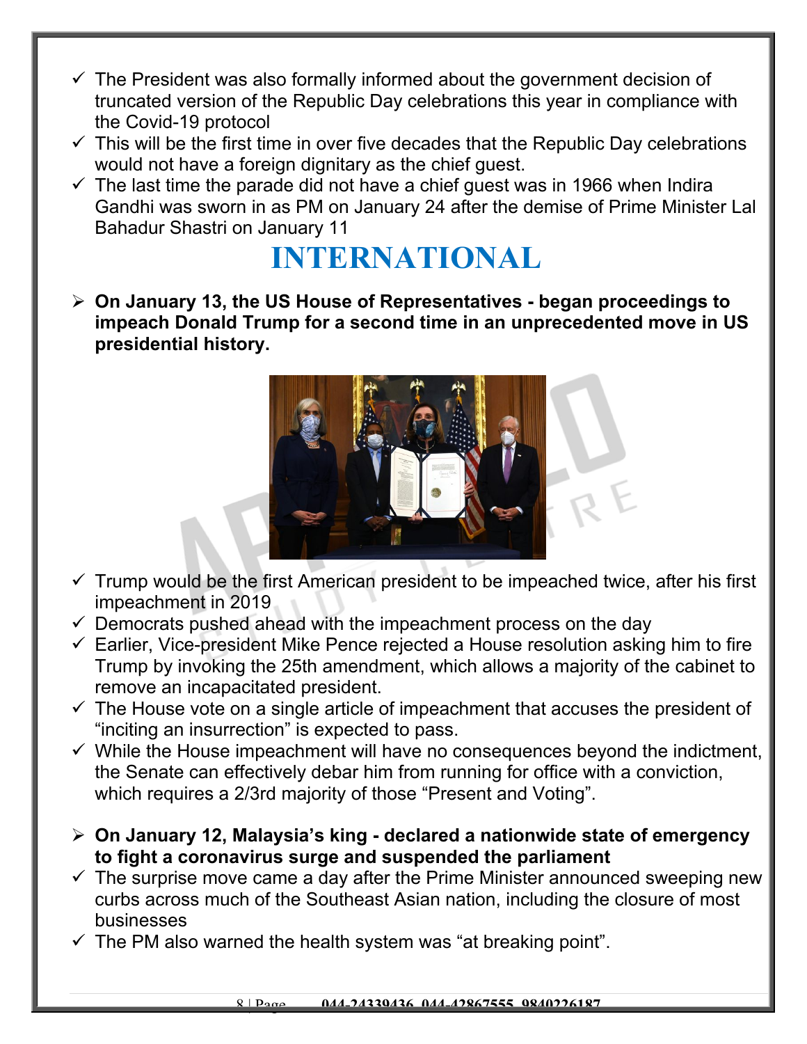- ✓ The President was also formally informed about the government decision of truncated version of the Republic Day celebrations this year in compliance with the Covid-19 protocol
- ✓ This will be the first time in over five decades that the Republic Day celebrations would not have a foreign dignitary as the chief guest.
- ✓ The last time the parade did not have a chief guest was in 1966 when Indira Gandhi was sworn in as PM on January 24 after the demise of Prime Minister Lal Bahadur Shastri on January 11

# INTERNATIONAL

➢ **On January 13, the US House of Representatives - began proceedings to impeach Donald Trump for a second time in an unprecedented move in US presidential history.**

- ✓ Trump would be the first American president to be impeached twice, after his first impeachment in 2019
- ✓ Democrats pushed ahead with the impeachment process on the day
- ✓ Earlier, Vice-president Mike Pence rejected a House resolution asking him to fire Trump by invoking the 25th amendment, which allows a majority of the cabinet to remove an incapacitated president.
- ✓ The House vote on a single article of impeachment that accuses the president of "inciting an insurrection" is expected to pass.
- ✓ While the House impeachment will have no consequences beyond the indictment, the Senate can effectively debar him from running for office with a conviction, which requires a 2/3rd majority of those "Present and Voting".

➢ **On January 12, Malaysia's king - declared a nationwide state of emergency to fight a coronavirus surge and suspended the parliament**

- ✓ The surprise move came a day after the Prime Minister announced sweeping new curbs across much of the Southeast Asian nation, including the closure of most businesses
- ✓ The PM also warned the health system was "at breaking point".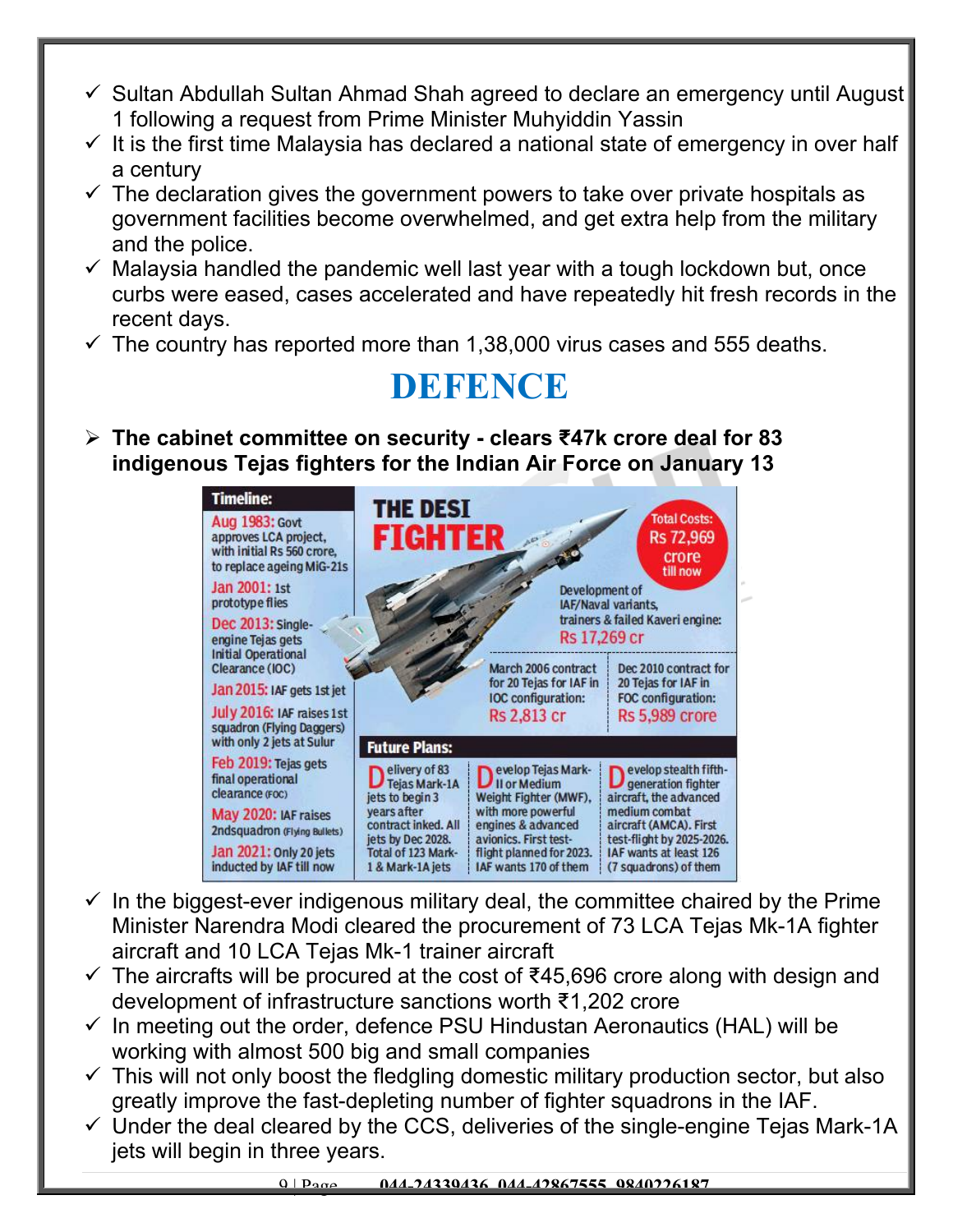- ✓ Sultan Abdullah Sultan Ahmad Shah agreed to declare an emergency until August 1 following a request from Prime Minister Muhyiddin Yassin
- ✓ It is the first time Malaysia has declared a national state of emergency in over half a century
- ✓ The declaration gives the government powers to take over private hospitals as government facilities become overwhelmed, and get extra help from the military and the police.
- ✓ Malaysia handled the pandemic well last year with a tough lockdown but, once curbs were eased, cases accelerated and have repeatedly hit fresh records in the recent days.
- ✓ The country has reported more than 1,38,000 virus cases and 555 deaths.

# DEFENCE

- **The cabinet committee on security - clears ₹47k crore deal for 83 indigenous Tejas fighters for the Indian Air Force on January 13**

**THE DESI FIGHTER**

**Timeline:**

- Aug 1983: Govt approves LCA project, with initial Rs 560 crore, to replace ageing MiG-21s
- Jan 2001: 1st prototype flies
- Dec 2013: Single-engine Tejas gets Initial Operational Clearance (IOC)
- Jan 2015: IAF gets 1st jet
- July 2016: IAF raises 1st squadron (Flying Daggers) with only 2 jets at Sulur
- Feb 2019: Tejas gets final operational clearance (FOC)
- May 2020: IAF raises 2nd squadron (Flying Bullets)
- Jan 2021: Only 20 jets inducted by IAF till now

Total Costs: Rs 72,969 crore till now

Development of IAF/Naval variants, trainers & failed Kaveri engine: Rs 17,269 cr

March 2006 contract for 20 Tejas for IAF in IOC configuration: Rs 2,813 cr

Dec 2010 contract for 20 Tejas for IAF in FOC configuration: Rs 5,989 crore

**Future Plans:**

- Delivery of 83 Tejas Mark-1A jets to begin 3 years after contract inked. All jets by Dec 2028. Total of 123 Mark-1 & Mark-1A jets
- Develop Tejas Mark-II or Medium Weight Fighter (MWF), with more powerful engines & advanced avionics. First test-flight planned for 2023. IAF wants 170 of them
- Develop stealth fifth-generation fighter aircraft, the advanced medium combat aircraft (AMCA). First test-flight by 2025-2026. IAF wants at least 126 (7 squadrons) of them

- ✓ In the biggest-ever indigenous military deal, the committee chaired by the Prime Minister Narendra Modi cleared the procurement of 73 LCA Tejas Mk-1A fighter aircraft and 10 LCA Tejas Mk-1 trainer aircraft
- ✓ The aircrafts will be procured at the cost of ₹45,696 crore along with design and development of infrastructure sanctions worth ₹1,202 crore
- ✓ In meeting out the order, defence PSU Hindustan Aeronautics (HAL) will be working with almost 500 big and small companies
- ✓ This will not only boost the fledgling domestic military production sector, but also greatly improve the fast-depleting number of fighter squadrons in the IAF.
- ✓ Under the deal cleared by the CCS, deliveries of the single-engine Tejas Mark-1A jets will begin in three years.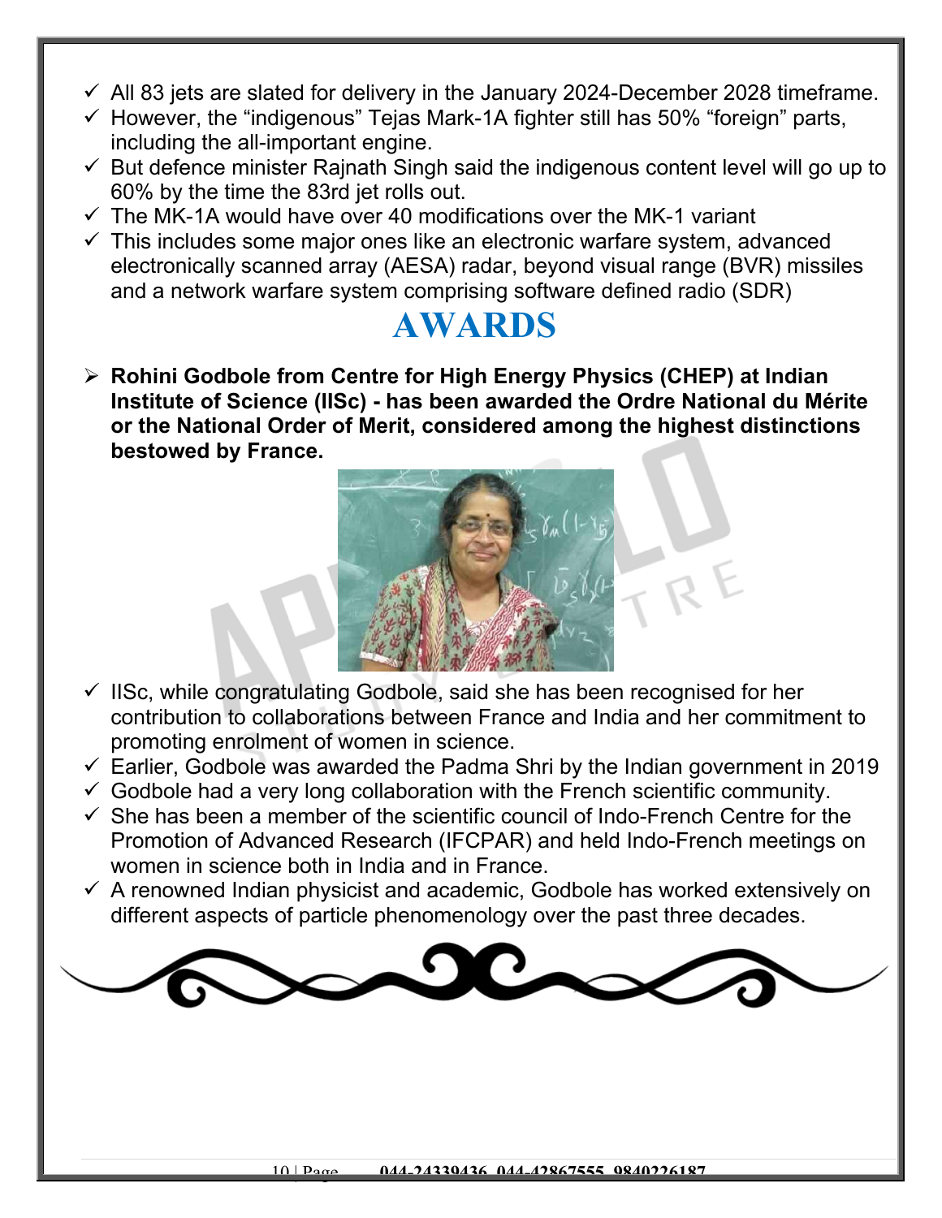- ✓ All 83 jets are slated for delivery in the January 2024-December 2028 timeframe.
- ✓ However, the "indigenous" Tejas Mark-1A fighter still has 50% "foreign" parts, including the all-important engine.
- ✓ But defence minister Rajnath Singh said the indigenous content level will go up to 60% by the time the 83rd jet rolls out.
- ✓ The MK-1A would have over 40 modifications over the MK-1 variant
- ✓ This includes some major ones like an electronic warfare system, advanced electronically scanned array (AESA) radar, beyond visual range (BVR) missiles and a network warfare system comprising software defined radio (SDR)

# AWARDS

- **Rohini Godbole from Centre for High Energy Physics (CHEP) at Indian Institute of Science (IISc) - has been awarded the Ordre National du Mérite or the National Order of Merit, considered among the highest distinctions bestowed by France.**

- ✓ IISc, while congratulating Godbole, said she has been recognised for her contribution to collaborations between France and India and her commitment to promoting enrolment of women in science.
- ✓ Earlier, Godbole was awarded the Padma Shri by the Indian government in 2019
- ✓ Godbole had a very long collaboration with the French scientific community.
- ✓ She has been a member of the scientific council of Indo-French Centre for the Promotion of Advanced Research (IFCPAR) and held Indo-French meetings on women in science both in India and in France.
- ✓ A renowned Indian physicist and academic, Godbole has worked extensively on different aspects of particle phenomenology over the past three decades.